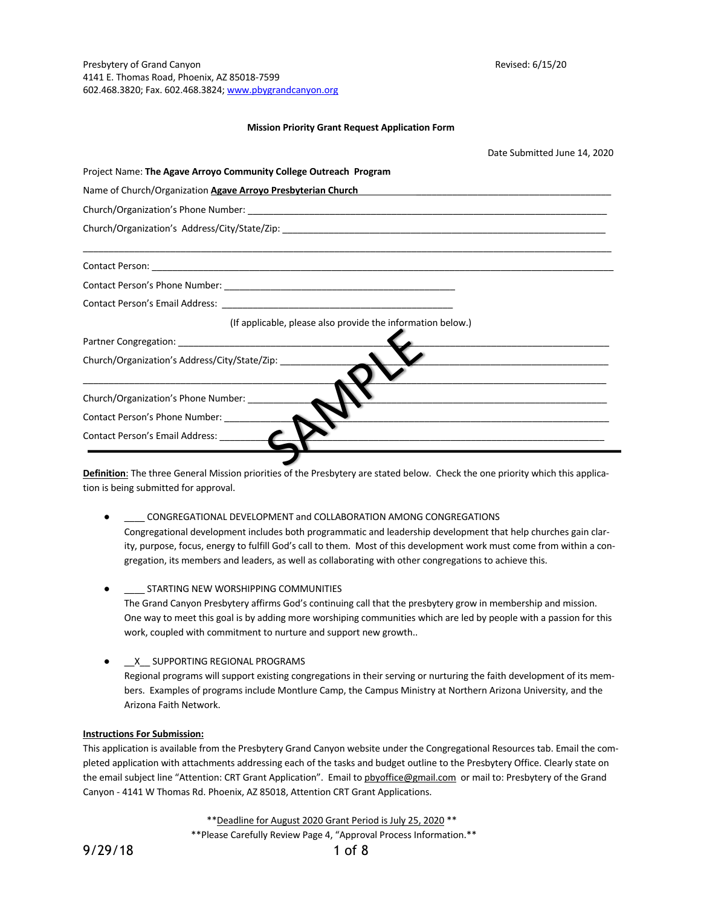Presbytery of Grand Canyon
4141 E. Thomas Road, Phoenix, AZ 85018-7599
602.468.3820; Fax. 602.468.3824; www.pbygrandcanyon.org

Revised: 6/15/20

**Mission Priority Grant Request Application Form**

Date Submitted June 14, 2020

Project Name: **The Agave Arroyo Community College Outreach Program**

Name of Church/Organization **Agave Arroyo Presbyterian Church**

Church/Organization's Phone Number: ____________________

Church/Organization's Address/City/State/Zip: ____________________

____________________

Contact Person: ____________________

Contact Person's Phone Number: ____________________

Contact Person's Email Address: ____________________

(If applicable, please also provide the information below.)

Partner Congregation: ____________________

Church/Organization's Address/City/State/Zip: ____________________

____________________

Church/Organization's Phone Number: ____________________

Contact Person's Phone Number: ____________________

Contact Person's Email Address: ____________________

SAMPLE

---

**Definition**: The three General Mission priorities of the Presbytery are stated below. Check the one priority which this application is being submitted for approval.

- ____ CONGREGATIONAL DEVELOPMENT and COLLABORATION AMONG CONGREGATIONS
  Congregational development includes both programmatic and leadership development that help churches gain clarity, purpose, focus, energy to fulfill God's call to them. Most of this development work must come from within a congregation, its members and leaders, as well as collaborating with other congregations to achieve this.

- ____ STARTING NEW WORSHIPPING COMMUNITIES
  The Grand Canyon Presbytery affirms God's continuing call that the presbytery grow in membership and mission. One way to meet this goal is by adding more worshiping communities which are led by people with a passion for this work, coupled with commitment to nurture and support new growth..

- __X__ SUPPORTING REGIONAL PROGRAMS
  Regional programs will support existing congregations in their serving or nurturing the faith development of its members. Examples of programs include Montlure Camp, the Campus Ministry at Northern Arizona University, and the Arizona Faith Network.

**Instructions For Submission:**

This application is available from the Presbytery Grand Canyon website under the Congregational Resources tab. Email the completed application with attachments addressing each of the tasks and budget outline to the Presbytery Office. Clearly state on the email subject line "Attention: CRT Grant Application". Email to pbyoffice@gmail.com or mail to: Presbytery of the Grand Canyon - 4141 W Thomas Rd. Phoenix, AZ 85018, Attention CRT Grant Applications.

\*\*Deadline for August 2020 Grant Period is July 25, 2020 \*\*

\*\*Please Carefully Review Page 4, "Approval Process Information."\*\*

9/29/18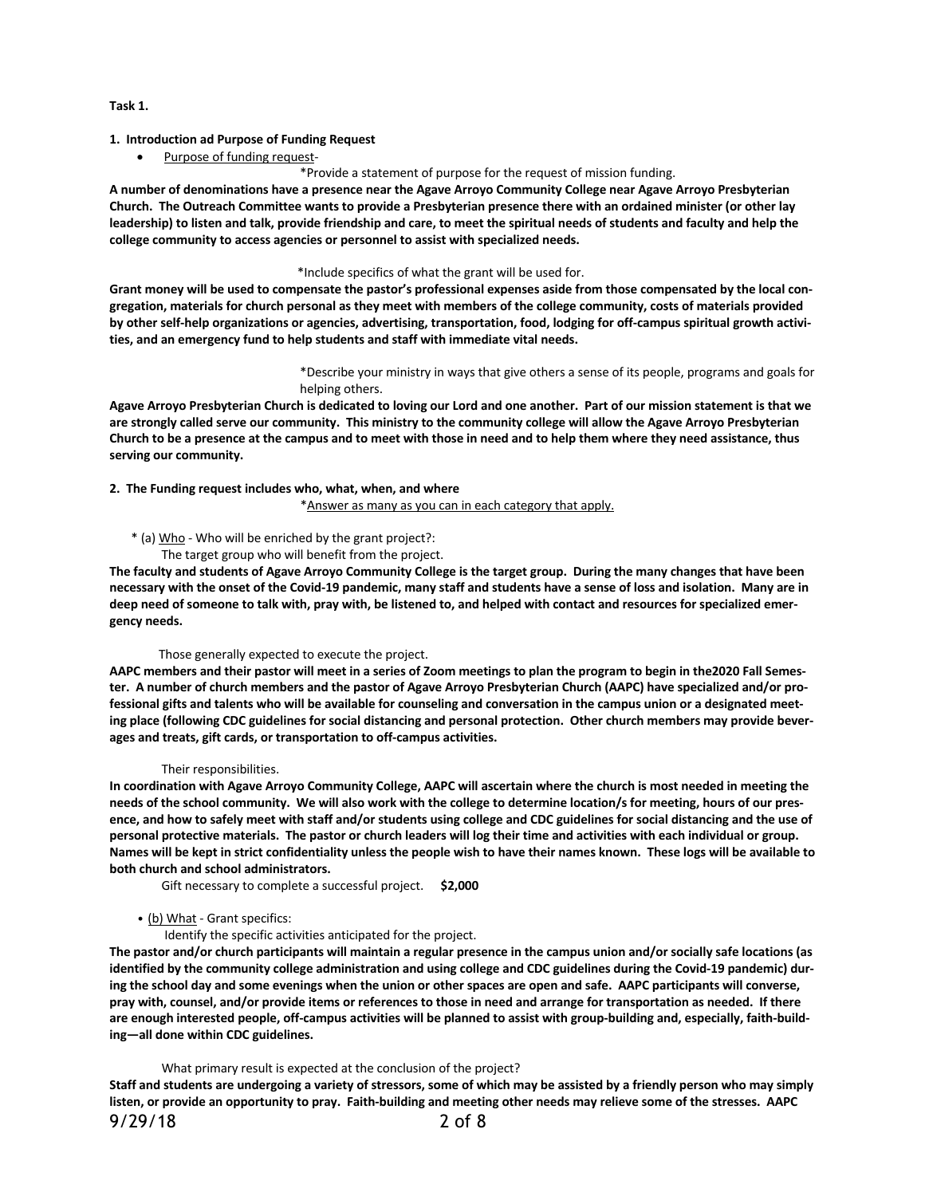**Task 1.**

**1. Introduction ad Purpose of Funding Request**

- Purpose of funding request-

*Provide a statement of purpose for the request of mission funding.

**A number of denominations have a presence near the Agave Arroyo Community College near Agave Arroyo Presbyterian Church. The Outreach Committee wants to provide a Presbyterian presence there with an ordained minister (or other lay leadership) to listen and talk, provide friendship and care, to meet the spiritual needs of students and faculty and help the college community to access agencies or personnel to assist with specialized needs.**

*Include specifics of what the grant will be used for.

**Grant money will be used to compensate the pastor's professional expenses aside from those compensated by the local congregation, materials for church personal as they meet with members of the college community, costs of materials provided by other self-help organizations or agencies, advertising, transportation, food, lodging for off-campus spiritual growth activities, and an emergency fund to help students and staff with immediate vital needs.**

*Describe your ministry in ways that give others a sense of its people, programs and goals for helping others.

**Agave Arroyo Presbyterian Church is dedicated to loving our Lord and one another. Part of our mission statement is that we are strongly called serve our community. This ministry to the community college will allow the Agave Arroyo Presbyterian Church to be a presence at the campus and to meet with those in need and to help them where they need assistance, thus serving our community.**

**2. The Funding request includes who, what, when, and where**

*Answer as many as you can in each category that apply.

* (a) Who - Who will be enriched by the grant project?:

The target group who will benefit from the project.

**The faculty and students of Agave Arroyo Community College is the target group. During the many changes that have been necessary with the onset of the Covid-19 pandemic, many staff and students have a sense of loss and isolation. Many are in deep need of someone to talk with, pray with, be listened to, and helped with contact and resources for specialized emergency needs.**

Those generally expected to execute the project.

**AAPC members and their pastor will meet in a series of Zoom meetings to plan the program to begin in the2020 Fall Semester. A number of church members and the pastor of Agave Arroyo Presbyterian Church (AAPC) have specialized and/or professional gifts and talents who will be available for counseling and conversation in the campus union or a designated meeting place (following CDC guidelines for social distancing and personal protection. Other church members may provide beverages and treats, gift cards, or transportation to off-campus activities.**

Their responsibilities.

**In coordination with Agave Arroyo Community College, AAPC will ascertain where the church is most needed in meeting the needs of the school community. We will also work with the college to determine location/s for meeting, hours of our presence, and how to safely meet with staff and/or students using college and CDC guidelines for social distancing and the use of personal protective materials. The pastor or church leaders will log their time and activities with each individual or group. Names will be kept in strict confidentiality unless the people wish to have their names known. These logs will be available to both church and school administrators.**

Gift necessary to complete a successful project. **$2,000**

- (b) What - Grant specifics:

Identify the specific activities anticipated for the project.

**The pastor and/or church participants will maintain a regular presence in the campus union and/or socially safe locations (as identified by the community college administration and using college and CDC guidelines during the Covid-19 pandemic) during the school day and some evenings when the union or other spaces are open and safe. AAPC participants will converse, pray with, counsel, and/or provide items or references to those in need and arrange for transportation as needed. If there are enough interested people, off-campus activities will be planned to assist with group-building and, especially, faith-building—all done within CDC guidelines.**

What primary result is expected at the conclusion of the project?

**Staff and students are undergoing a variety of stressors, some of which may be assisted by a friendly person who may simply listen, or provide an opportunity to pray. Faith-building and meeting other needs may relieve some of the stresses. AAPC**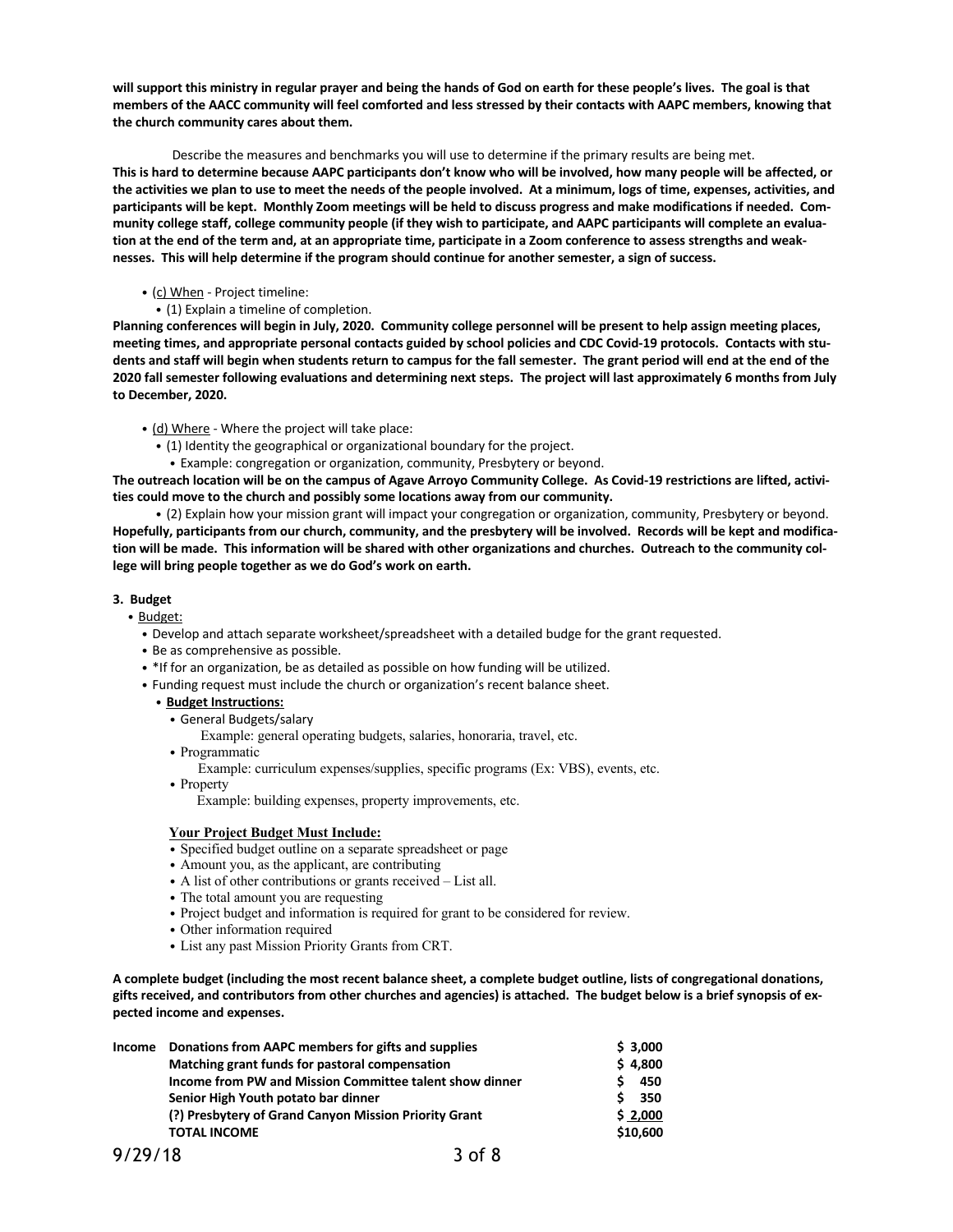**will support this ministry in regular prayer and being the hands of God on earth for these people's lives. The goal is that members of the AACC community will feel comforted and less stressed by their contacts with AAPC members, knowing that the church community cares about them.**

Describe the measures and benchmarks you will use to determine if the primary results are being met.

**This is hard to determine because AAPC participants don't know who will be involved, how many people will be affected, or the activities we plan to use to meet the needs of the people involved. At a minimum, logs of time, expenses, activities, and participants will be kept. Monthly Zoom meetings will be held to discuss progress and make modifications if needed. Community college staff, college community people (if they wish to participate, and AAPC participants will complete an evaluation at the end of the term and, at an appropriate time, participate in a Zoom conference to assess strengths and weaknesses. This will help determine if the program should continue for another semester, a sign of success.**

- (c) When - Project timeline:
  - (1) Explain a timeline of completion.

**Planning conferences will begin in July, 2020. Community college personnel will be present to help assign meeting places, meeting times, and appropriate personal contacts guided by school policies and CDC Covid-19 protocols. Contacts with students and staff will begin when students return to campus for the fall semester. The grant period will end at the end of the 2020 fall semester following evaluations and determining next steps. The project will last approximately 6 months from July to December, 2020.**

- (d) Where - Where the project will take place:
  - (1) Identity the geographical or organizational boundary for the project.
    - Example: congregation or organization, community, Presbytery or beyond.

**The outreach location will be on the campus of Agave Arroyo Community College. As Covid-19 restrictions are lifted, activities could move to the church and possibly some locations away from our community.**

- (2) Explain how your mission grant will impact your congregation or organization, community, Presbytery or beyond.

**Hopefully, participants from our church, community, and the presbytery will be involved. Records will be kept and modification will be made. This information will be shared with other organizations and churches. Outreach to the community college will bring people together as we do God's work on earth.**

**3. Budget**

- Budget:
  - Develop and attach separate worksheet/spreadsheet with a detailed budge for the grant requested.
  - Be as comprehensive as possible.
  - *If for an organization, be as detailed as possible on how funding will be utilized.
  - Funding request must include the church or organization's recent balance sheet.
    - **Budget Instructions:**
      - General Budgets/salary
        - Example: general operating budgets, salaries, honoraria, travel, etc.
      - Programmatic
        - Example: curriculum expenses/supplies, specific programs (Ex: VBS), events, etc.
      - Property
        - Example: building expenses, property improvements, etc.

**Your Project Budget Must Include:**

- Specified budget outline on a separate spreadsheet or page
- Amount you, as the applicant, are contributing
- A list of other contributions or grants received – List all.
- The total amount you are requesting
- Project budget and information is required for grant to be considered for review.
- Other information required
- List any past Mission Priority Grants from CRT.

**A complete budget (including the most recent balance sheet, a complete budget outline, lists of congregational donations, gifts received, and contributors from other churches and agencies) is attached. The budget below is a brief synopsis of expected income and expenses.**

| | | |
|---|---|---|
| **Income** | **Donations from AAPC members for gifts and supplies** | **$ 3,000** |
| | **Matching grant funds for pastoral compensation** | **$ 4,800** |
| | **Income from PW and Mission Committee talent show dinner** | **$ 450** |
| | **Senior High Youth potato bar dinner** | **$ 350** |
| | **(?) Presbytery of Grand Canyon Mission Priority Grant** | **$ 2,000** |
| | **TOTAL INCOME** | **$10,600** |

9/29/18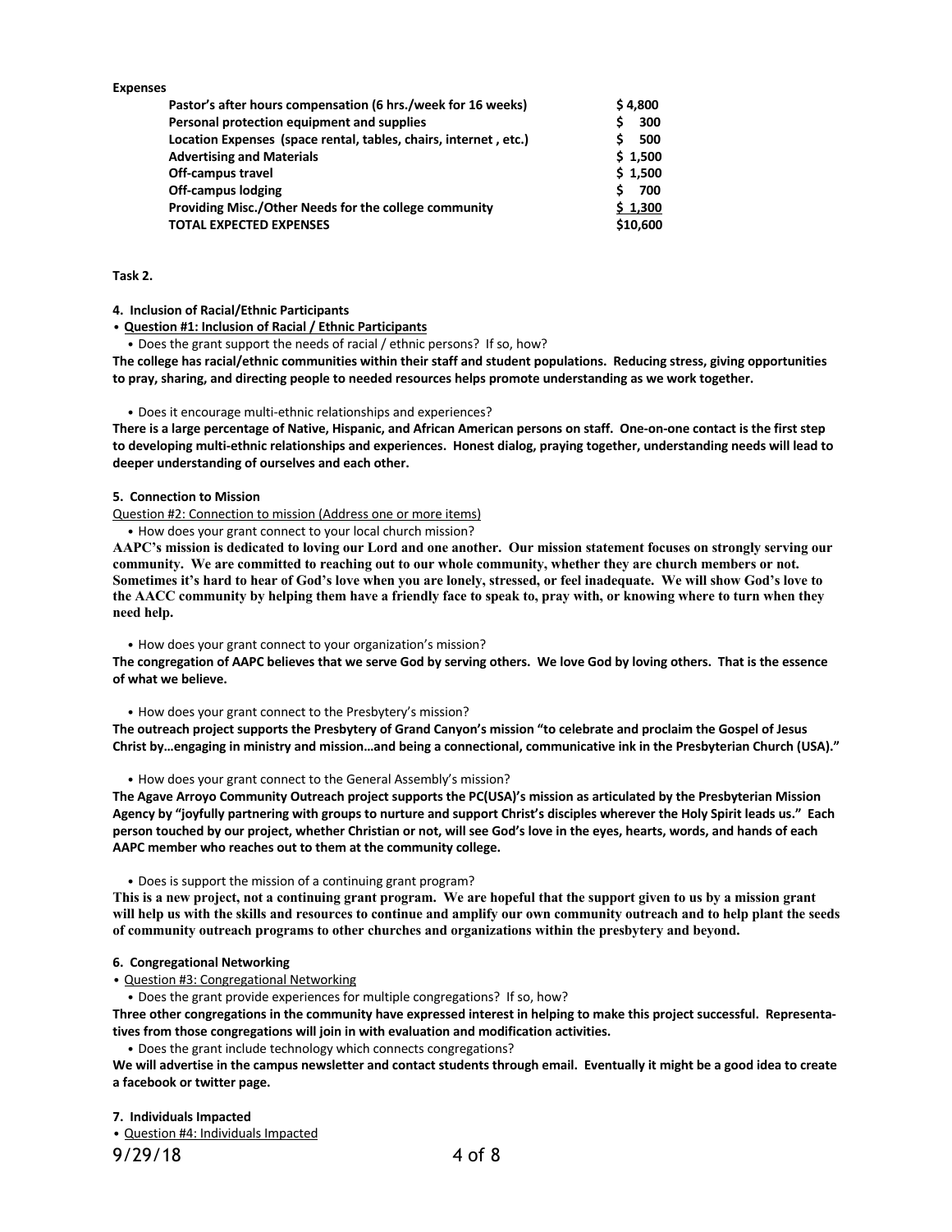**Expenses**

| | |
|---|---|
| **Pastor's after hours compensation (6 hrs./week for 16 weeks)** | **$ 4,800** |
| **Personal protection equipment and supplies** | **$ 300** |
| **Location Expenses (space rental, tables, chairs, internet , etc.)** | **$ 500** |
| **Advertising and Materials** | **$ 1,500** |
| **Off-campus travel** | **$ 1,500** |
| **Off-campus lodging** | **$ 700** |
| **Providing Misc./Other Needs for the college community** | **$ 1,300** |
| **TOTAL EXPECTED EXPENSES** | **$10,600** |

**Task 2.**

**4. Inclusion of Racial/Ethnic Participants**

- **Question #1: Inclusion of Racial / Ethnic Participants**
  - Does the grant support the needs of racial / ethnic persons? If so, how?

**The college has racial/ethnic communities within their staff and student populations. Reducing stress, giving opportunities to pray, sharing, and directing people to needed resources helps promote understanding as we work together.**

- Does it encourage multi-ethnic relationships and experiences?

**There is a large percentage of Native, Hispanic, and African American persons on staff. One-on-one contact is the first step to developing multi-ethnic relationships and experiences. Honest dialog, praying together, understanding needs will lead to deeper understanding of ourselves and each other.**

**5. Connection to Mission**

Question #2: Connection to mission (Address one or more items)

- How does your grant connect to your local church mission?

**AAPC's mission is dedicated to loving our Lord and one another. Our mission statement focuses on strongly serving our community. We are committed to reaching out to our whole community, whether they are church members or not. Sometimes it's hard to hear of God's love when you are lonely, stressed, or feel inadequate. We will show God's love to the AACC community by helping them have a friendly face to speak to, pray with, or knowing where to turn when they need help.**

- How does your grant connect to your organization's mission?

**The congregation of AAPC believes that we serve God by serving others. We love God by loving others. That is the essence of what we believe.**

- How does your grant connect to the Presbytery's mission?

**The outreach project supports the Presbytery of Grand Canyon's mission "to celebrate and proclaim the Gospel of Jesus Christ by…engaging in ministry and mission…and being a connectional, communicative ink in the Presbyterian Church (USA)."**

- How does your grant connect to the General Assembly's mission?

**The Agave Arroyo Community Outreach project supports the PC(USA)'s mission as articulated by the Presbyterian Mission Agency by "joyfully partnering with groups to nurture and support Christ's disciples wherever the Holy Spirit leads us." Each person touched by our project, whether Christian or not, will see God's love in the eyes, hearts, words, and hands of each AAPC member who reaches out to them at the community college.**

- Does is support the mission of a continuing grant program?

**This is a new project, not a continuing grant program. We are hopeful that the support given to us by a mission grant will help us with the skills and resources to continue and amplify our own community outreach and to help plant the seeds of community outreach programs to other churches and organizations within the presbytery and beyond.**

**6. Congregational Networking**

- Question #3: Congregational Networking
  - Does the grant provide experiences for multiple congregations? If so, how?

**Three other congregations in the community have expressed interest in helping to make this project successful. Representatives from those congregations will join in with evaluation and modification activities.**

- Does the grant include technology which connects congregations?

**We will advertise in the campus newsletter and contact students through email. Eventually it might be a good idea to create a facebook or twitter page.**

**7. Individuals Impacted**

- Question #4: Individuals Impacted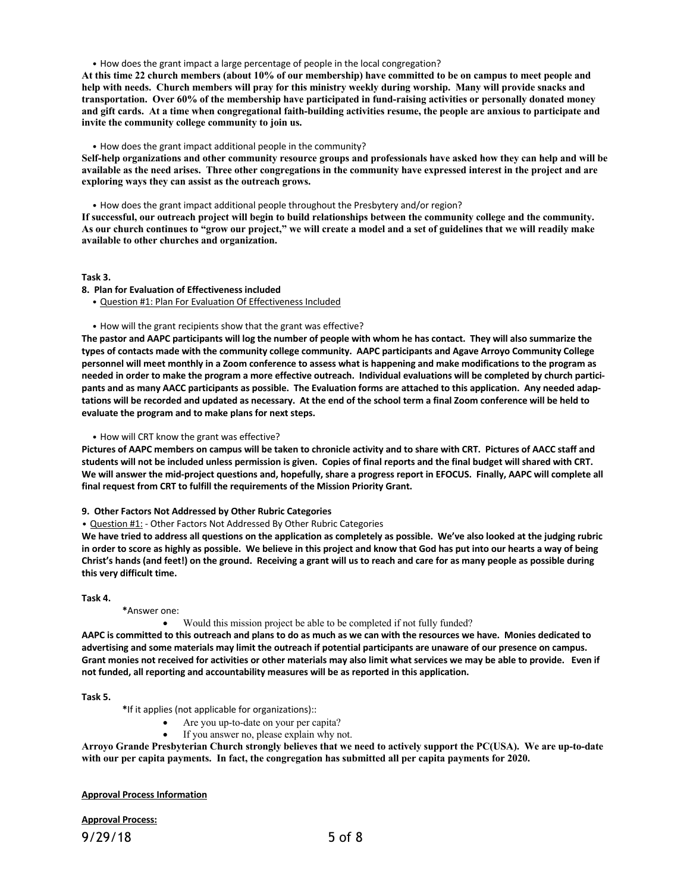• How does the grant impact a large percentage of people in the local congregation?

**At this time 22 church members (about 10% of our membership) have committed to be on campus to meet people and help with needs. Church members will pray for this ministry weekly during worship. Many will provide snacks and transportation. Over 60% of the membership have participated in fund-raising activities or personally donated money and gift cards. At a time when congregational faith-building activities resume, the people are anxious to participate and invite the community college community to join us.**

• How does the grant impact additional people in the community?

**Self-help organizations and other community resource groups and professionals have asked how they can help and will be available as the need arises. Three other congregations in the community have expressed interest in the project and are exploring ways they can assist as the outreach grows.**

• How does the grant impact additional people throughout the Presbytery and/or region?

**If successful, our outreach project will begin to build relationships between the community college and the community. As our church continues to "grow our project," we will create a model and a set of guidelines that we will readily make available to other churches and organization.**

**Task 3.**

**8. Plan for Evaluation of Effectiveness included**

• Question #1: Plan For Evaluation Of Effectiveness Included

• How will the grant recipients show that the grant was effective?

**The pastor and AAPC participants will log the number of people with whom he has contact. They will also summarize the types of contacts made with the community college community. AAPC participants and Agave Arroyo Community College personnel will meet monthly in a Zoom conference to assess what is happening and make modifications to the program as needed in order to make the program a more effective outreach. Individual evaluations will be completed by church participants and as many AACC participants as possible. The Evaluation forms are attached to this application. Any needed adaptations will be recorded and updated as necessary. At the end of the school term a final Zoom conference will be held to evaluate the program and to make plans for next steps.**

• How will CRT know the grant was effective?

**Pictures of AAPC members on campus will be taken to chronicle activity and to share with CRT. Pictures of AACC staff and students will not be included unless permission is given. Copies of final reports and the final budget will shared with CRT. We will answer the mid-project questions and, hopefully, share a progress report in EFOCUS. Finally, AAPC will complete all final request from CRT to fulfill the requirements of the Mission Priority Grant.**

**9. Other Factors Not Addressed by Other Rubric Categories**

• Question #1: - Other Factors Not Addressed By Other Rubric Categories

**We have tried to address all questions on the application as completely as possible. We've also looked at the judging rubric in order to score as highly as possible. We believe in this project and know that God has put into our hearts a way of being Christ's hands (and feet!) on the ground. Receiving a grant will us to reach and care for as many people as possible during this very difficult time.**

**Task 4.**

*Answer one:

- Would this mission project be able to be completed if not fully funded?

**AAPC is committed to this outreach and plans to do as much as we can with the resources we have. Monies dedicated to advertising and some materials may limit the outreach if potential participants are unaware of our presence on campus. Grant monies not received for activities or other materials may also limit what services we may be able to provide. Even if not funded, all reporting and accountability measures will be as reported in this application.**

**Task 5.**

*If it applies (not applicable for organizations)::

- Are you up-to-date on your per capita?
- If you answer no, please explain why not.

**Arroyo Grande Presbyterian Church strongly believes that we need to actively support the PC(USA). We are up-to-date with our per capita payments. In fact, the congregation has submitted all per capita payments for 2020.**

**Approval Process Information**

**Approval Process:**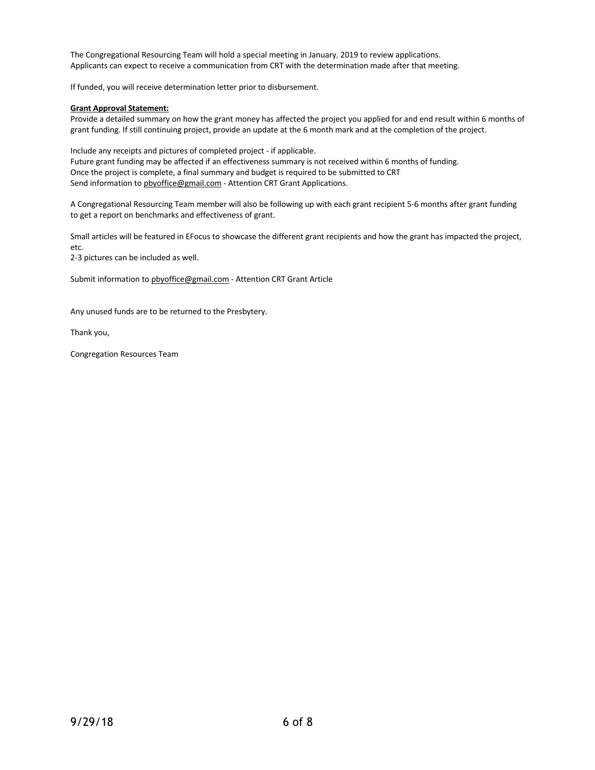The Congregational Resourcing Team will hold a special meeting in January, 2019 to review applications.
Applicants can expect to receive a communication from CRT with the determination made after that meeting.

If funded, you will receive determination letter prior to disbursement.

**Grant Approval Statement:**

Provide a detailed summary on how the grant money has affected the project you applied for and end result within 6 months of grant funding. If still continuing project, provide an update at the 6 month mark and at the completion of the project.

Include any receipts and pictures of completed project - if applicable.
Future grant funding may be affected if an effectiveness summary is not received within 6 months of funding.
Once the project is complete, a final summary and budget is required to be submitted to CRT
Send information to pbyoffice@gmail.com - Attention CRT Grant Applications.

A Congregational Resourcing Team member will also be following up with each grant recipient 5-6 months after grant funding to get a report on benchmarks and effectiveness of grant.

Small articles will be featured in EFocus to showcase the different grant recipients and how the grant has impacted the project, etc.
2-3 pictures can be included as well.

Submit information to pbyoffice@gmail.com - Attention CRT Grant Article

Any unused funds are to be returned to the Presbytery.

Thank you,

Congregation Resources Team

9/29/18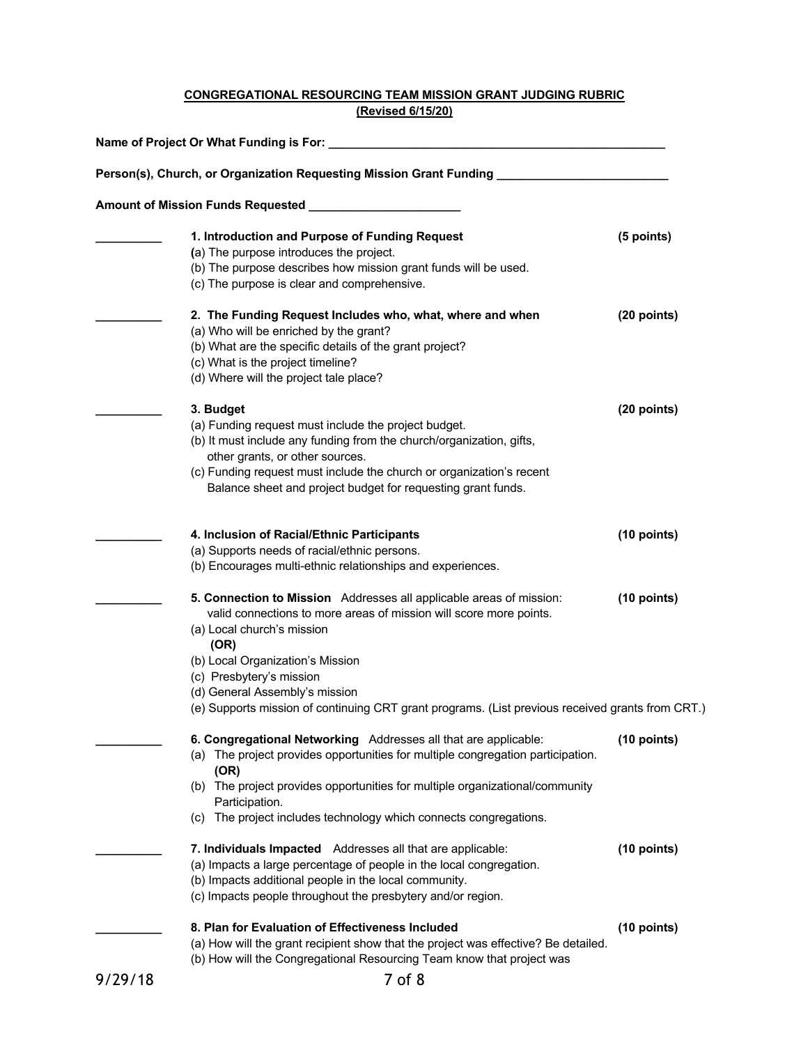**CONGREGATIONAL RESOURCING TEAM MISSION GRANT JUDGING RUBRIC**
**(Revised 6/15/20)**

**Name of Project Or What Funding is For:** ____________________________________________________

**Person(s), Church, or Organization Requesting Mission Grant Funding** __________________________

**Amount of Mission Funds Requested** _______________________

__________ **1. Introduction and Purpose of Funding Request** **(5 points)**

(a) The purpose introduces the project.
(b) The purpose describes how mission grant funds will be used.
(c) The purpose is clear and comprehensive.

__________ **2. The Funding Request Includes who, what, where and when** **(20 points)**

(a) Who will be enriched by the grant?
(b) What are the specific details of the grant project?
(c) What is the project timeline?
(d) Where will the project tale place?

__________ **3. Budget** **(20 points)**

(a) Funding request must include the project budget.
(b) It must include any funding from the church/organization, gifts, other grants, or other sources.
(c) Funding request must include the church or organization's recent Balance sheet and project budget for requesting grant funds.

__________ **4. Inclusion of Racial/Ethnic Participants** **(10 points)**

(a) Supports needs of racial/ethnic persons.
(b) Encourages multi-ethnic relationships and experiences.

__________ **5. Connection to Mission** Addresses all applicable areas of mission: valid connections to more areas of mission will score more points. **(10 points)**

(a) Local church's mission
**(OR)**
(b) Local Organization's Mission
(c) Presbytery's mission
(d) General Assembly's mission
(e) Supports mission of continuing CRT grant programs. (List previous received grants from CRT.)

__________ **6. Congregational Networking** Addresses all that are applicable: **(10 points)**

(a) The project provides opportunities for multiple congregation participation.
**(OR)**
(b) The project provides opportunities for multiple organizational/community Participation.
(c) The project includes technology which connects congregations.

__________ **7. Individuals Impacted** Addresses all that are applicable: **(10 points)**

(a) Impacts a large percentage of people in the local congregation.
(b) Impacts additional people in the local community.
(c) Impacts people throughout the presbytery and/or region.

__________ **8. Plan for Evaluation of Effectiveness Included** **(10 points)**

(a) How will the grant recipient show that the project was effective? Be detailed.
(b) How will the Congregational Resourcing Team know that project was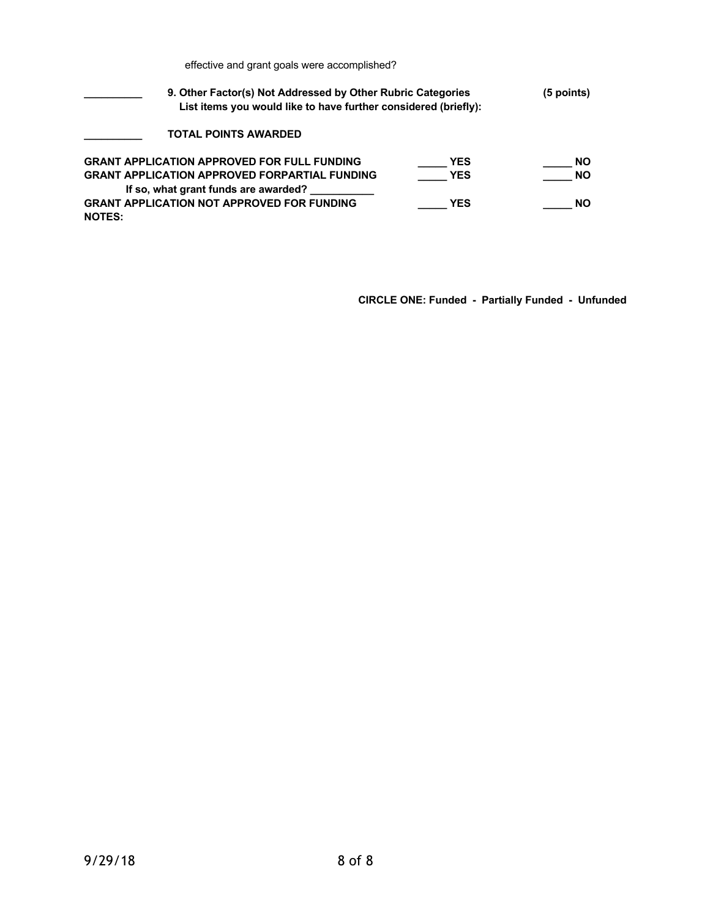effective and grant goals were accomplished?

__________ **9. Other Factor(s) Not Addressed by Other Rubric Categories** **(5 points)**
**List items you would like to have further considered (briefly):**

__________ **TOTAL POINTS AWARDED**

| | | |
|---|---|---|
| **GRANT APPLICATION APPROVED FOR FULL FUNDING** | _____ **YES** | _____ **NO** |
| **GRANT APPLICATION APPROVED FORPARTIAL FUNDING** | _____ **YES** | _____ **NO** |
| **If so, what grant funds are awarded?** ___________ | | |
| **GRANT APPLICATION NOT APPROVED FOR FUNDING** | _____ **YES** | _____ **NO** |

**NOTES:**

**CIRCLE ONE: Funded - Partially Funded - Unfunded**